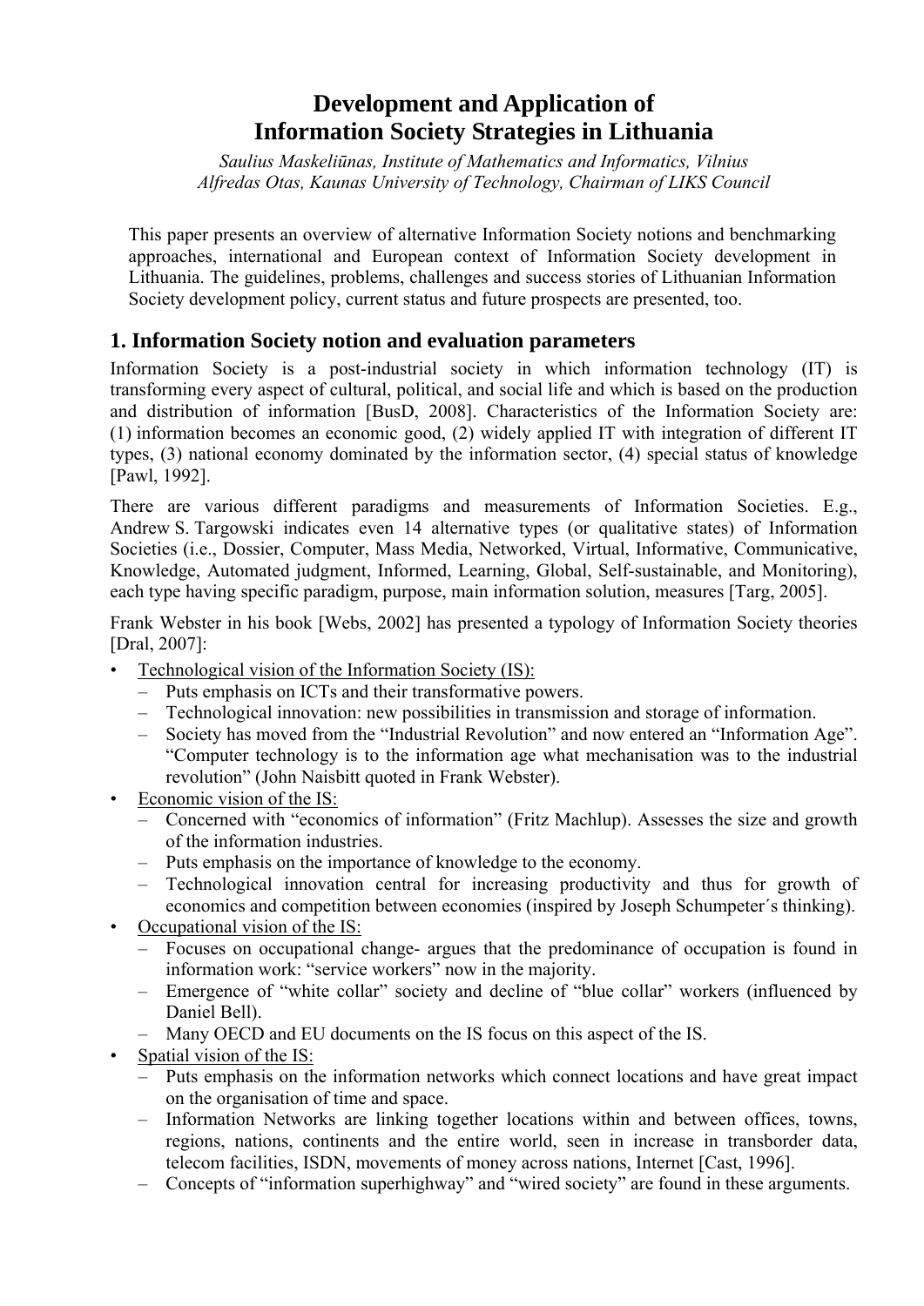# Development and Application of Information Society Strategies in Lithuania

*Saulius Maskeliūnas, Institute of Mathematics and Informatics, Vilnius*
*Alfredas Otas, Kaunas University of Technology, Chairman of LIKS Council*

This paper presents an overview of alternative Information Society notions and benchmarking approaches, international and European context of Information Society development in Lithuania. The guidelines, problems, challenges and success stories of Lithuanian Information Society development policy, current status and future prospects are presented, too.

## 1. Information Society notion and evaluation parameters

Information Society is a post-industrial society in which information technology (IT) is transforming every aspect of cultural, political, and social life and which is based on the production and distribution of information [BusD, 2008]. Characteristics of the Information Society are: (1) information becomes an economic good, (2) widely applied IT with integration of different IT types, (3) national economy dominated by the information sector, (4) special status of knowledge [Pawl, 1992].

There are various different paradigms and measurements of Information Societies. E.g., Andrew S. Targowski indicates even 14 alternative types (or qualitative states) of Information Societies (i.e., Dossier, Computer, Mass Media, Networked, Virtual, Informative, Communicative, Knowledge, Automated judgment, Informed, Learning, Global, Self-sustainable, and Monitoring), each type having specific paradigm, purpose, main information solution, measures [Targ, 2005].

Frank Webster in his book [Webs, 2002] has presented a typology of Information Society theories [Dral, 2007]:

- Technological vision of the Information Society (IS):
  - Puts emphasis on ICTs and their transformative powers.
  - Technological innovation: new possibilities in transmission and storage of information.
  - Society has moved from the "Industrial Revolution" and now entered an "Information Age". "Computer technology is to the information age what mechanisation was to the industrial revolution" (John Naisbitt quoted in Frank Webster).
- Economic vision of the IS:
  - Concerned with "economics of information" (Fritz Machlup). Assesses the size and growth of the information industries.
  - Puts emphasis on the importance of knowledge to the economy.
  - Technological innovation central for increasing productivity and thus for growth of economics and competition between economies (inspired by Joseph Schumpeter´s thinking).
- Occupational vision of the IS:
  - Focuses on occupational change- argues that the predominance of occupation is found in information work: "service workers" now in the majority.
  - Emergence of "white collar" society and decline of "blue collar" workers (influenced by Daniel Bell).
  - Many OECD and EU documents on the IS focus on this aspect of the IS.
- Spatial vision of the IS:
  - Puts emphasis on the information networks which connect locations and have great impact on the organisation of time and space.
  - Information Networks are linking together locations within and between offices, towns, regions, nations, continents and the entire world, seen in increase in transborder data, telecom facilities, ISDN, movements of money across nations, Internet [Cast, 1996].
  - Concepts of "information superhighway" and "wired society" are found in these arguments.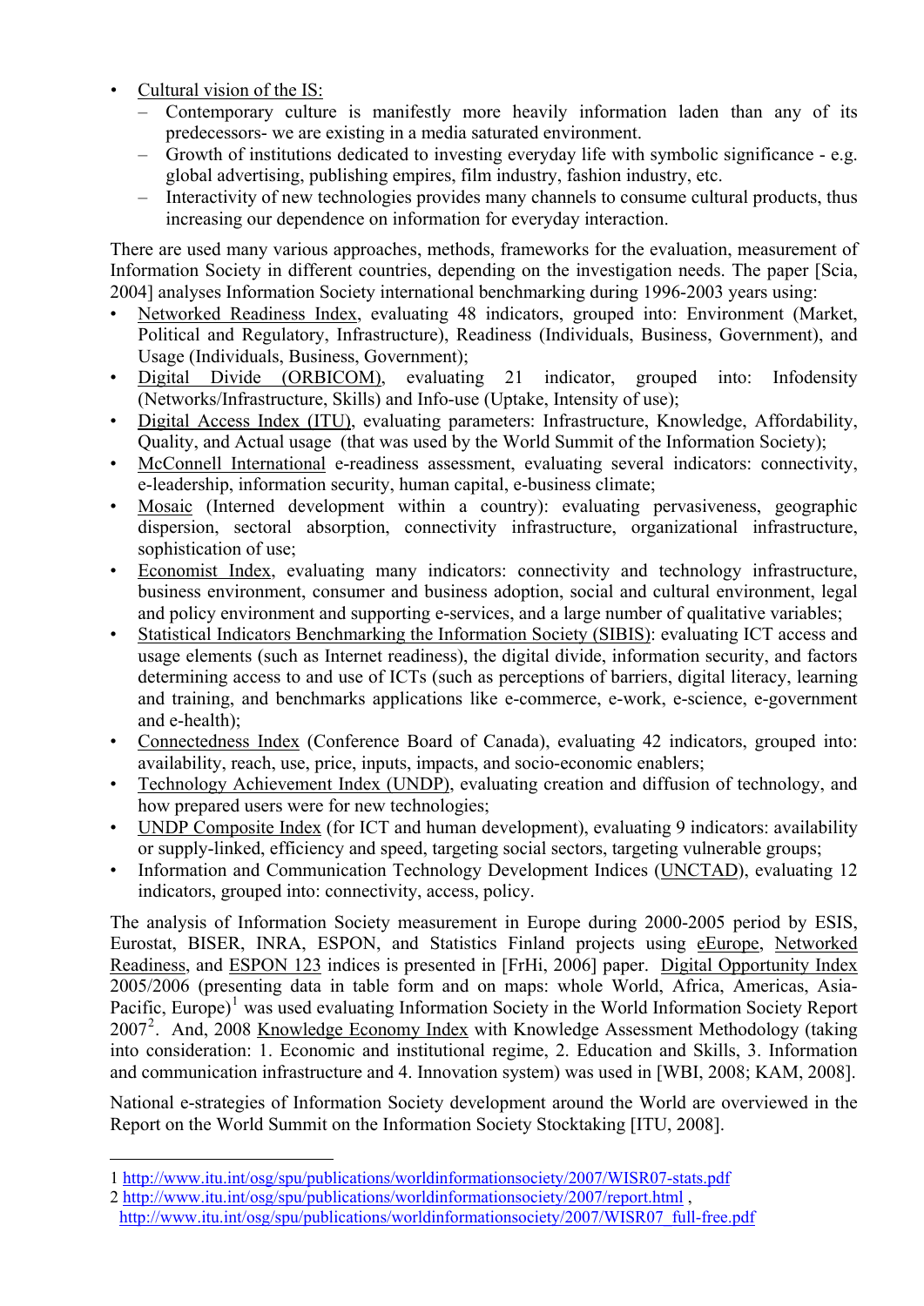- <u>Cultural vision of the IS:</u>
  - Contemporary culture is manifestly more heavily information laden than any of its predecessors- we are existing in a media saturated environment.
  - Growth of institutions dedicated to investing everyday life with symbolic significance - e.g. global advertising, publishing empires, film industry, fashion industry, etc.
  - Interactivity of new technologies provides many channels to consume cultural products, thus increasing our dependence on information for everyday interaction.

There are used many various approaches, methods, frameworks for the evaluation, measurement of Information Society in different countries, depending on the investigation needs. The paper [Scia, 2004] analyses Information Society international benchmarking during 1996-2003 years using:

- <u>Networked Readiness Index</u>, evaluating 48 indicators, grouped into: Environment (Market, Political and Regulatory, Infrastructure), Readiness (Individuals, Business, Government), and Usage (Individuals, Business, Government);
- <u>Digital Divide (ORBICOM)</u>, evaluating 21 indicator, grouped into: Infodensity (Networks/Infrastructure, Skills) and Info-use (Uptake, Intensity of use);
- <u>Digital Access Index (ITU)</u>, evaluating parameters: Infrastructure, Knowledge, Affordability, Quality, and Actual usage (that was used by the World Summit of the Information Society);
- <u>McConnell International</u> e-readiness assessment, evaluating several indicators: connectivity, e-leadership, information security, human capital, e-business climate;
- <u>Mosaic</u> (Interned development within a country): evaluating pervasiveness, geographic dispersion, sectoral absorption, connectivity infrastructure, organizational infrastructure, sophistication of use;
- <u>Economist Index</u>, evaluating many indicators: connectivity and technology infrastructure, business environment, consumer and business adoption, social and cultural environment, legal and policy environment and supporting e-services, and a large number of qualitative variables;
- <u>Statistical Indicators Benchmarking the Information Society (SIBIS)</u>: evaluating ICT access and usage elements (such as Internet readiness), the digital divide, information security, and factors determining access to and use of ICTs (such as perceptions of barriers, digital literacy, learning and training, and benchmarks applications like e-commerce, e-work, e-science, e-government and e-health);
- <u>Connectedness Index</u> (Conference Board of Canada), evaluating 42 indicators, grouped into: availability, reach, use, price, inputs, impacts, and socio-economic enablers;
- <u>Technology Achievement Index (UNDP)</u>, evaluating creation and diffusion of technology, and how prepared users were for new technologies;
- <u>UNDP Composite Index</u> (for ICT and human development), evaluating 9 indicators: availability or supply-linked, efficiency and speed, targeting social sectors, targeting vulnerable groups;
- Information and Communication Technology Development Indices (<u>UNCTAD</u>), evaluating 12 indicators, grouped into: connectivity, access, policy.

The analysis of Information Society measurement in Europe during 2000-2005 period by ESIS, Eurostat, BISER, INRA, ESPON, and Statistics Finland projects using <u>eEurope</u>, <u>Networked Readiness</u>, and <u>ESPON 123</u> indices is presented in [FrHi, 2006] paper. <u>Digital Opportunity Index</u> 2005/2006 (presenting data in table form and on maps: whole World, Africa, Americas, Asia-Pacific, Europe)[1] was used evaluating Information Society in the World Information Society Report 2007[2]. And, 2008 <u>Knowledge Economy Index</u> with Knowledge Assessment Methodology (taking into consideration: 1. Economic and institutional regime, 2. Education and Skills, 3. Information and communication infrastructure and 4. Innovation system) was used in [WBI, 2008; KAM, 2008].

National e-strategies of Information Society development around the World are overviewed in the Report on the World Summit on the Information Society Stocktaking [ITU, 2008].

---

1 http://www.itu.int/osg/spu/publications/worldinformationsociety/2007/WISR07-stats.pdf

2 http://www.itu.int/osg/spu/publications/worldinformationsociety/2007/report.html , http://www.itu.int/osg/spu/publications/worldinformationsociety/2007/WISR07_full-free.pdf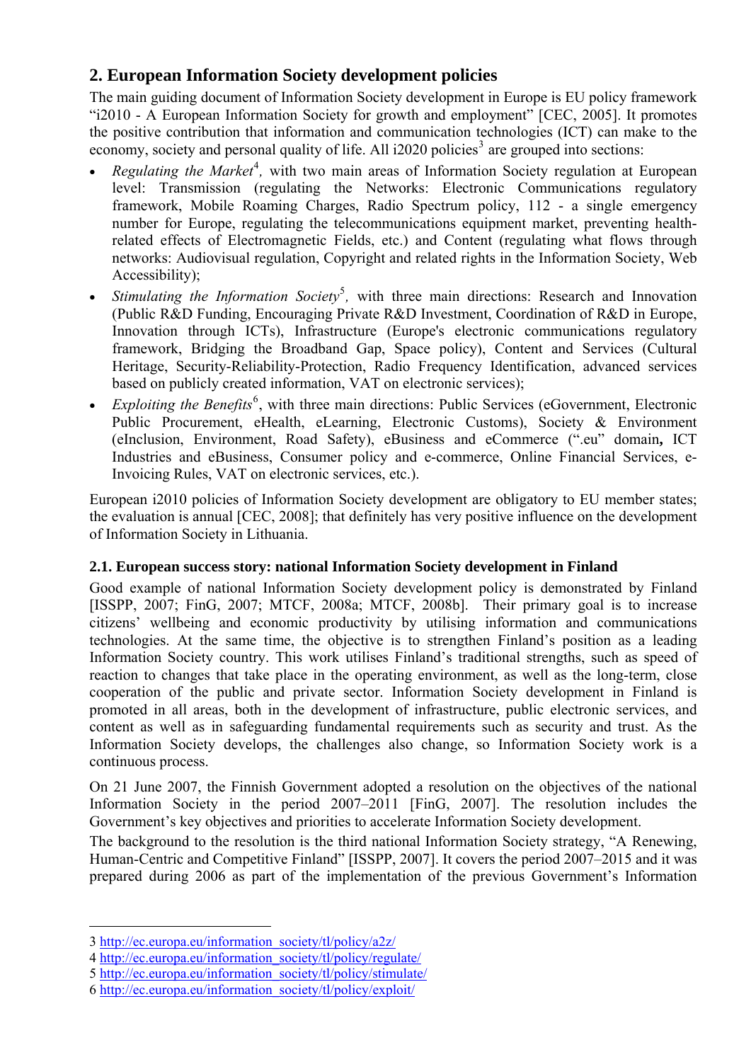## 2. European Information Society development policies

The main guiding document of Information Society development in Europe is EU policy framework "i2010 - A European Information Society for growth and employment" [CEC, 2005]. It promotes the positive contribution that information and communication technologies (ICT) can make to the economy, society and personal quality of life. All i2020 policies[3] are grouped into sections:

- *Regulating the Market*[4], with two main areas of Information Society regulation at European level: Transmission (regulating the Networks: Electronic Communications regulatory framework, Mobile Roaming Charges, Radio Spectrum policy, 112 - a single emergency number for Europe, regulating the telecommunications equipment market, preventing health-related effects of Electromagnetic Fields, etc.) and Content (regulating what flows through networks: Audiovisual regulation, Copyright and related rights in the Information Society, Web Accessibility);
- *Stimulating the Information Society*[5], with three main directions: Research and Innovation (Public R&D Funding, Encouraging Private R&D Investment, Coordination of R&D in Europe, Innovation through ICTs), Infrastructure (Europe's electronic communications regulatory framework, Bridging the Broadband Gap, Space policy), Content and Services (Cultural Heritage, Security-Reliability-Protection, Radio Frequency Identification, advanced services based on publicly created information, VAT on electronic services);
- *Exploiting the Benefits*[6], with three main directions: Public Services (eGovernment, Electronic Public Procurement, eHealth, eLearning, Electronic Customs), Society & Environment (eInclusion, Environment, Road Safety), eBusiness and eCommerce (".eu" domain**,** ICT Industries and eBusiness, Consumer policy and e-commerce, Online Financial Services, e-Invoicing Rules, VAT on electronic services, etc.).

European i2010 policies of Information Society development are obligatory to EU member states; the evaluation is annual [CEC, 2008]; that definitely has very positive influence on the development of Information Society in Lithuania.

### 2.1. European success story: national Information Society development in Finland

Good example of national Information Society development policy is demonstrated by Finland [ISSPP, 2007; FinG, 2007; MTCF, 2008a; MTCF, 2008b]. Their primary goal is to increase citizens' wellbeing and economic productivity by utilising information and communications technologies. At the same time, the objective is to strengthen Finland's position as a leading Information Society country. This work utilises Finland's traditional strengths, such as speed of reaction to changes that take place in the operating environment, as well as the long-term, close cooperation of the public and private sector. Information Society development in Finland is promoted in all areas, both in the development of infrastructure, public electronic services, and content as well as in safeguarding fundamental requirements such as security and trust. As the Information Society develops, the challenges also change, so Information Society work is a continuous process.

On 21 June 2007, the Finnish Government adopted a resolution on the objectives of the national Information Society in the period 2007–2011 [FinG, 2007]. The resolution includes the Government's key objectives and priorities to accelerate Information Society development.

The background to the resolution is the third national Information Society strategy, "A Renewing, Human-Centric and Competitive Finland" [ISSPP, 2007]. It covers the period 2007–2015 and it was prepared during 2006 as part of the implementation of the previous Government's Information

---

3 http://ec.europa.eu/information_society/tl/policy/a2z/

4 http://ec.europa.eu/information_society/tl/policy/regulate/

5 http://ec.europa.eu/information_society/tl/policy/stimulate/

6 http://ec.europa.eu/information_society/tl/policy/exploit/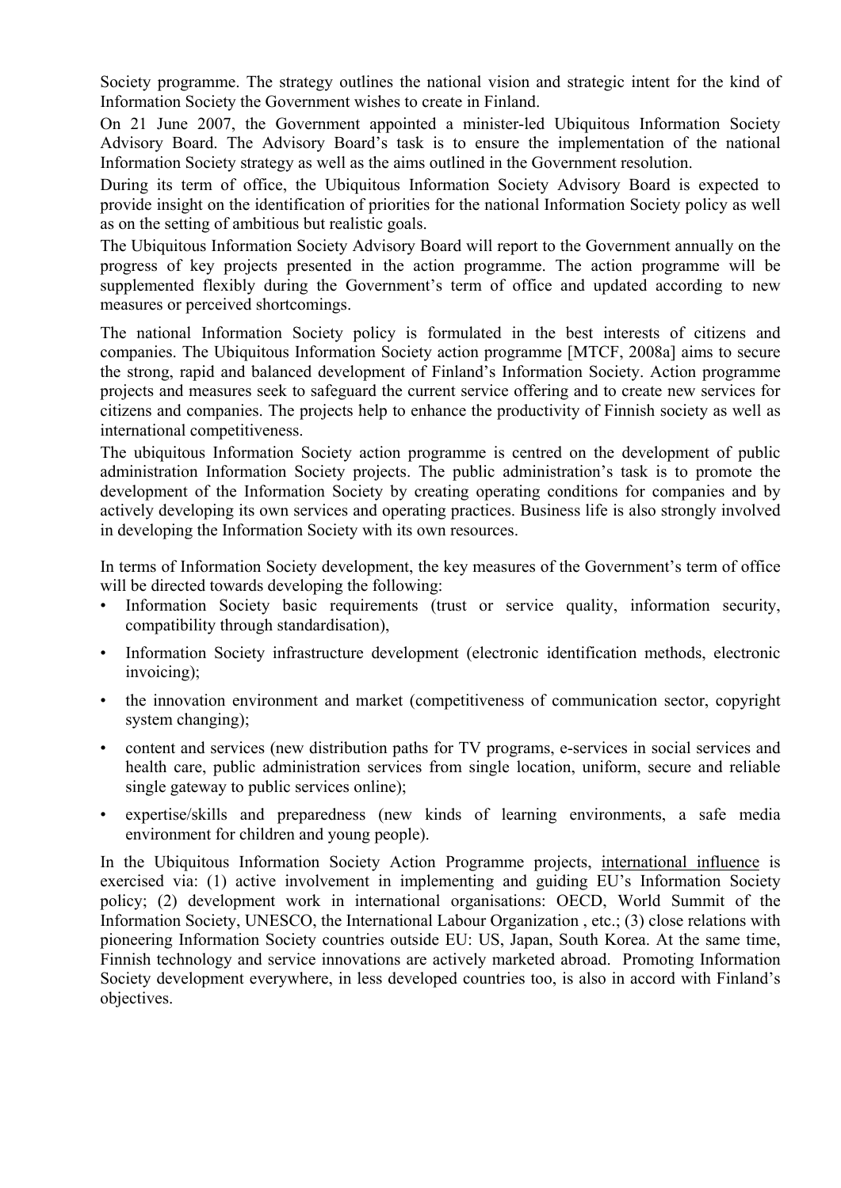Society programme. The strategy outlines the national vision and strategic intent for the kind of Information Society the Government wishes to create in Finland.

On 21 June 2007, the Government appointed a minister-led Ubiquitous Information Society Advisory Board. The Advisory Board's task is to ensure the implementation of the national Information Society strategy as well as the aims outlined in the Government resolution.

During its term of office, the Ubiquitous Information Society Advisory Board is expected to provide insight on the identification of priorities for the national Information Society policy as well as on the setting of ambitious but realistic goals.

The Ubiquitous Information Society Advisory Board will report to the Government annually on the progress of key projects presented in the action programme. The action programme will be supplemented flexibly during the Government's term of office and updated according to new measures or perceived shortcomings.

The national Information Society policy is formulated in the best interests of citizens and companies. The Ubiquitous Information Society action programme [MTCF, 2008a] aims to secure the strong, rapid and balanced development of Finland's Information Society. Action programme projects and measures seek to safeguard the current service offering and to create new services for citizens and companies. The projects help to enhance the productivity of Finnish society as well as international competitiveness.

The ubiquitous Information Society action programme is centred on the development of public administration Information Society projects. The public administration's task is to promote the development of the Information Society by creating operating conditions for companies and by actively developing its own services and operating practices. Business life is also strongly involved in developing the Information Society with its own resources.

In terms of Information Society development, the key measures of the Government's term of office will be directed towards developing the following:

- Information Society basic requirements (trust or service quality, information security, compatibility through standardisation),
- Information Society infrastructure development (electronic identification methods, electronic invoicing);
- the innovation environment and market (competitiveness of communication sector, copyright system changing);
- content and services (new distribution paths for TV programs, e-services in social services and health care, public administration services from single location, uniform, secure and reliable single gateway to public services online);
- expertise/skills and preparedness (new kinds of learning environments, a safe media environment for children and young people).

In the Ubiquitous Information Society Action Programme projects, international influence is exercised via: (1) active involvement in implementing and guiding EU's Information Society policy; (2) development work in international organisations: OECD, World Summit of the Information Society, UNESCO, the International Labour Organization , etc.; (3) close relations with pioneering Information Society countries outside EU: US, Japan, South Korea. At the same time, Finnish technology and service innovations are actively marketed abroad. Promoting Information Society development everywhere, in less developed countries too, is also in accord with Finland's objectives.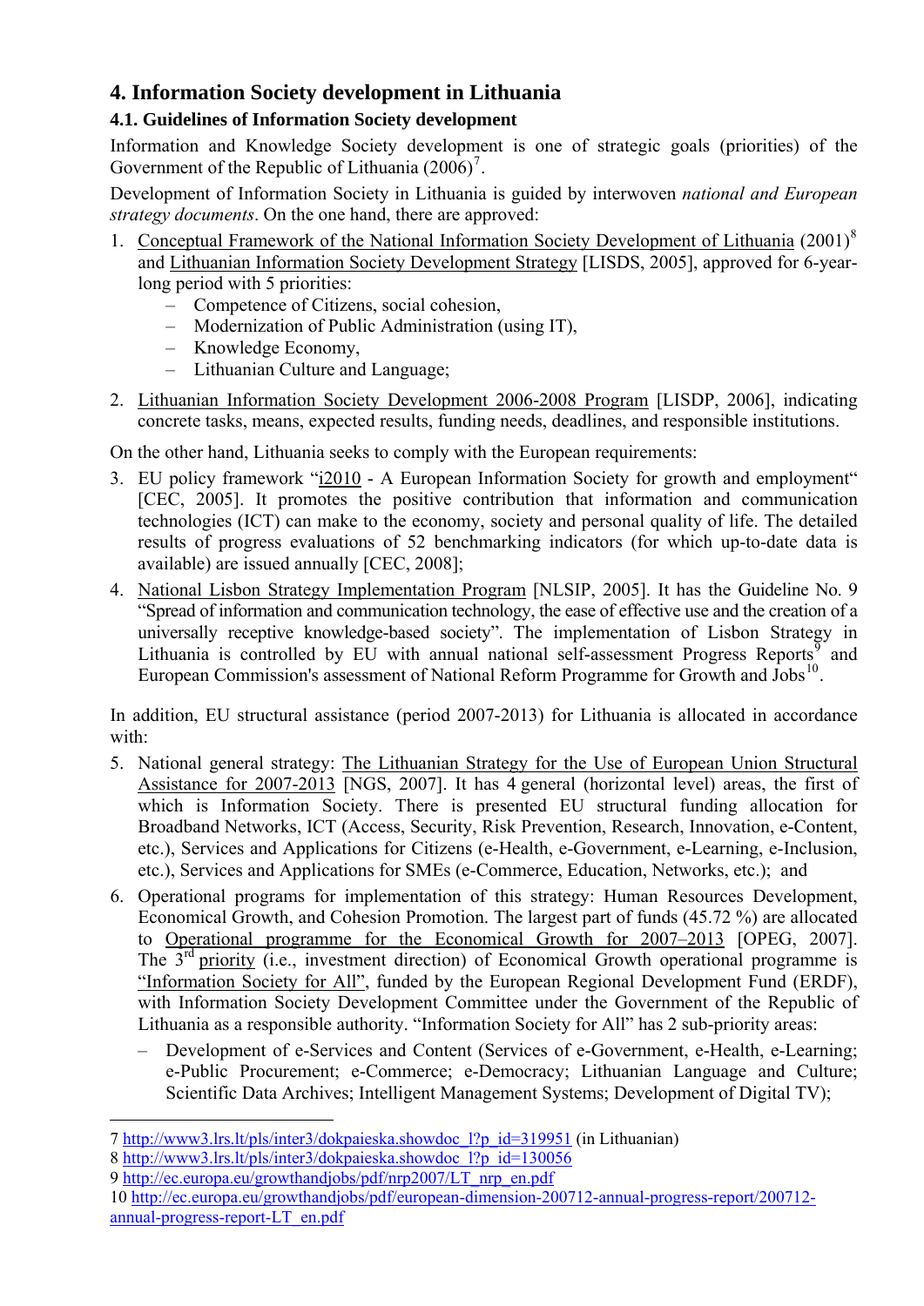## 4. Information Society development in Lithuania

### 4.1. Guidelines of Information Society development

Information and Knowledge Society development is one of strategic goals (priorities) of the Government of the Republic of Lithuania (2006)[7].

Development of Information Society in Lithuania is guided by interwoven *national and European strategy documents*. On the one hand, there are approved:

1. Conceptual Framework of the National Information Society Development of Lithuania (2001)[8] and Lithuanian Information Society Development Strategy [LISDS, 2005], approved for 6-year-long period with 5 priorities:
   - Competence of Citizens, social cohesion,
   - Modernization of Public Administration (using IT),
   - Knowledge Economy,
   - Lithuanian Culture and Language;
2. Lithuanian Information Society Development 2006-2008 Program [LISDP, 2006], indicating concrete tasks, means, expected results, funding needs, deadlines, and responsible institutions.

On the other hand, Lithuania seeks to comply with the European requirements:

3. EU policy framework "i2010 - A European Information Society for growth and employment" [CEC, 2005]. It promotes the positive contribution that information and communication technologies (ICT) can make to the economy, society and personal quality of life. The detailed results of progress evaluations of 52 benchmarking indicators (for which up-to-date data is available) are issued annually [CEC, 2008];
4. National Lisbon Strategy Implementation Program [NLSIP, 2005]. It has the Guideline No. 9 "Spread of information and communication technology, the ease of effective use and the creation of a universally receptive knowledge-based society". The implementation of Lisbon Strategy in Lithuania is controlled by EU with annual national self-assessment Progress Reports[9] and European Commission's assessment of National Reform Programme for Growth and Jobs[10].

In addition, EU structural assistance (period 2007-2013) for Lithuania is allocated in accordance with:

5. National general strategy: The Lithuanian Strategy for the Use of European Union Structural Assistance for 2007-2013 [NGS, 2007]. It has 4 general (horizontal level) areas, the first of which is Information Society. There is presented EU structural funding allocation for Broadband Networks, ICT (Access, Security, Risk Prevention, Research, Innovation, e-Content, etc.), Services and Applications for Citizens (e-Health, e-Government, e-Learning, e-Inclusion, etc.), Services and Applications for SMEs (e-Commerce, Education, Networks, etc.); and
6. Operational programs for implementation of this strategy: Human Resources Development, Economical Growth, and Cohesion Promotion. The largest part of funds (45.72 %) are allocated to Operational programme for the Economical Growth for 2007–2013 [OPEG, 2007]. The 3rd priority (i.e., investment direction) of Economical Growth operational programme is "Information Society for All", funded by the European Regional Development Fund (ERDF), with Information Society Development Committee under the Government of the Republic of Lithuania as a responsible authority. "Information Society for All" has 2 sub-priority areas:
   - Development of e-Services and Content (Services of e-Government, e-Health, e-Learning; e-Public Procurement; e-Commerce; e-Democracy; Lithuanian Language and Culture; Scientific Data Archives; Intelligent Management Systems; Development of Digital TV);

---

7 http://www3.lrs.lt/pls/inter3/dokpaieska.showdoc_l?p_id=319951 (in Lithuanian)

8 http://www3.lrs.lt/pls/inter3/dokpaieska.showdoc_l?p_id=130056

9 http://ec.europa.eu/growthandjobs/pdf/nrp2007/LT_nrp_en.pdf

10 http://ec.europa.eu/growthandjobs/pdf/european-dimension-200712-annual-progress-report/200712-annual-progress-report-LT_en.pdf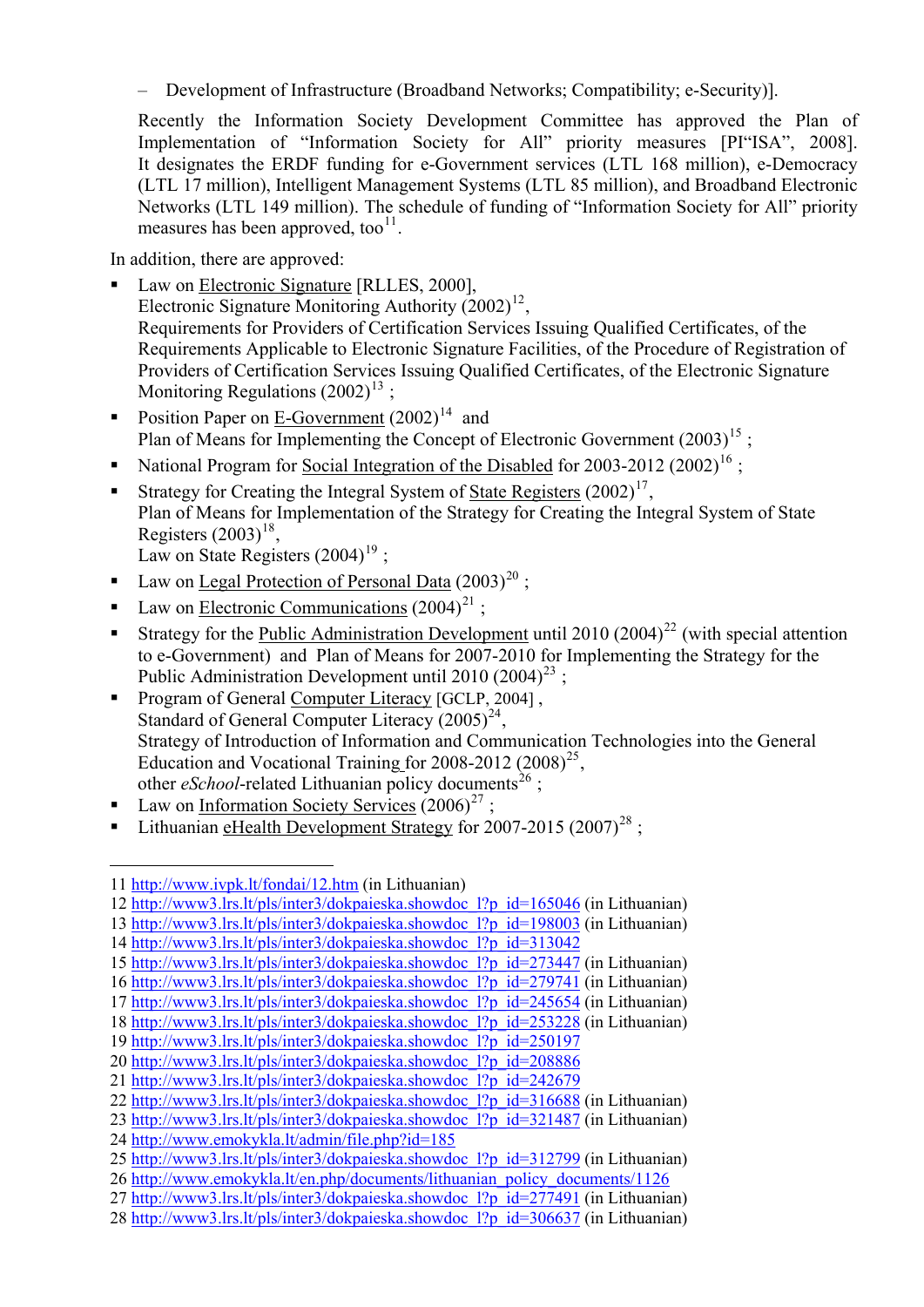– Development of Infrastructure (Broadband Networks; Compatibility; e-Security)].

Recently the Information Society Development Committee has approved the Plan of Implementation of "Information Society for All" priority measures [PI"ISA", 2008]. It designates the ERDF funding for e-Government services (LTL 168 million), e-Democracy (LTL 17 million), Intelligent Management Systems (LTL 85 million), and Broadband Electronic Networks (LTL 149 million). The schedule of funding of "Information Society for All" priority measures has been approved, too[11].

In addition, there are approved:

- Law on Electronic Signature [RLLES, 2000],
  Electronic Signature Monitoring Authority (2002)[12],
  Requirements for Providers of Certification Services Issuing Qualified Certificates, of the Requirements Applicable to Electronic Signature Facilities, of the Procedure of Registration of Providers of Certification Services Issuing Qualified Certificates, of the Electronic Signature Monitoring Regulations (2002)[13] ;
- Position Paper on E-Government (2002)[14] and
  Plan of Means for Implementing the Concept of Electronic Government (2003)[15] ;
- National Program for Social Integration of the Disabled for 2003-2012 (2002)[16] ;
- Strategy for Creating the Integral System of State Registers (2002)[17],
  Plan of Means for Implementation of the Strategy for Creating the Integral System of State Registers (2003)[18],
  Law on State Registers (2004)[19] ;
- Law on Legal Protection of Personal Data (2003)[20] ;
- Law on Electronic Communications (2004)[21] ;
- Strategy for the Public Administration Development until 2010 (2004)[22] (with special attention to e-Government) and Plan of Means for 2007-2010 for Implementing the Strategy for the Public Administration Development until 2010 (2004)[23] ;
- Program of General Computer Literacy [GCLP, 2004] ,
  Standard of General Computer Literacy (2005)[24],
  Strategy of Introduction of Information and Communication Technologies into the General Education and Vocational Training for 2008-2012 (2008)[25],
  other *eSchool*-related Lithuanian policy documents[26] ;
- Law on Information Society Services (2006)[27] ;
- Lithuanian eHealth Development Strategy for 2007-2015 (2007)[28] ;

---

11 http://www.ivpk.lt/fondai/12.htm (in Lithuanian)
12 http://www3.lrs.lt/pls/inter3/dokpaieska.showdoc_l?p_id=165046 (in Lithuanian)
13 http://www3.lrs.lt/pls/inter3/dokpaieska.showdoc_l?p_id=198003 (in Lithuanian)
14 http://www3.lrs.lt/pls/inter3/dokpaieska.showdoc_l?p_id=313042
15 http://www3.lrs.lt/pls/inter3/dokpaieska.showdoc_l?p_id=273447 (in Lithuanian)
16 http://www3.lrs.lt/pls/inter3/dokpaieska.showdoc_l?p_id=279741 (in Lithuanian)
17 http://www3.lrs.lt/pls/inter3/dokpaieska.showdoc_l?p_id=245654 (in Lithuanian)
18 http://www3.lrs.lt/pls/inter3/dokpaieska.showdoc_l?p_id=253228 (in Lithuanian)
19 http://www3.lrs.lt/pls/inter3/dokpaieska.showdoc_l?p_id=250197
20 http://www3.lrs.lt/pls/inter3/dokpaieska.showdoc_l?p_id=208886
21 http://www3.lrs.lt/pls/inter3/dokpaieska.showdoc_l?p_id=242679
22 http://www3.lrs.lt/pls/inter3/dokpaieska.showdoc_l?p_id=316688 (in Lithuanian)
23 http://www3.lrs.lt/pls/inter3/dokpaieska.showdoc_l?p_id=321487 (in Lithuanian)
24 http://www.emokykla.lt/admin/file.php?id=185
25 http://www3.lrs.lt/pls/inter3/dokpaieska.showdoc_l?p_id=312799 (in Lithuanian)
26 http://www.emokykla.lt/en.php/documents/lithuanian_policy_documents/1126
27 http://www3.lrs.lt/pls/inter3/dokpaieska.showdoc_l?p_id=277491 (in Lithuanian)
28 http://www3.lrs.lt/pls/inter3/dokpaieska.showdoc_l?p_id=306637 (in Lithuanian)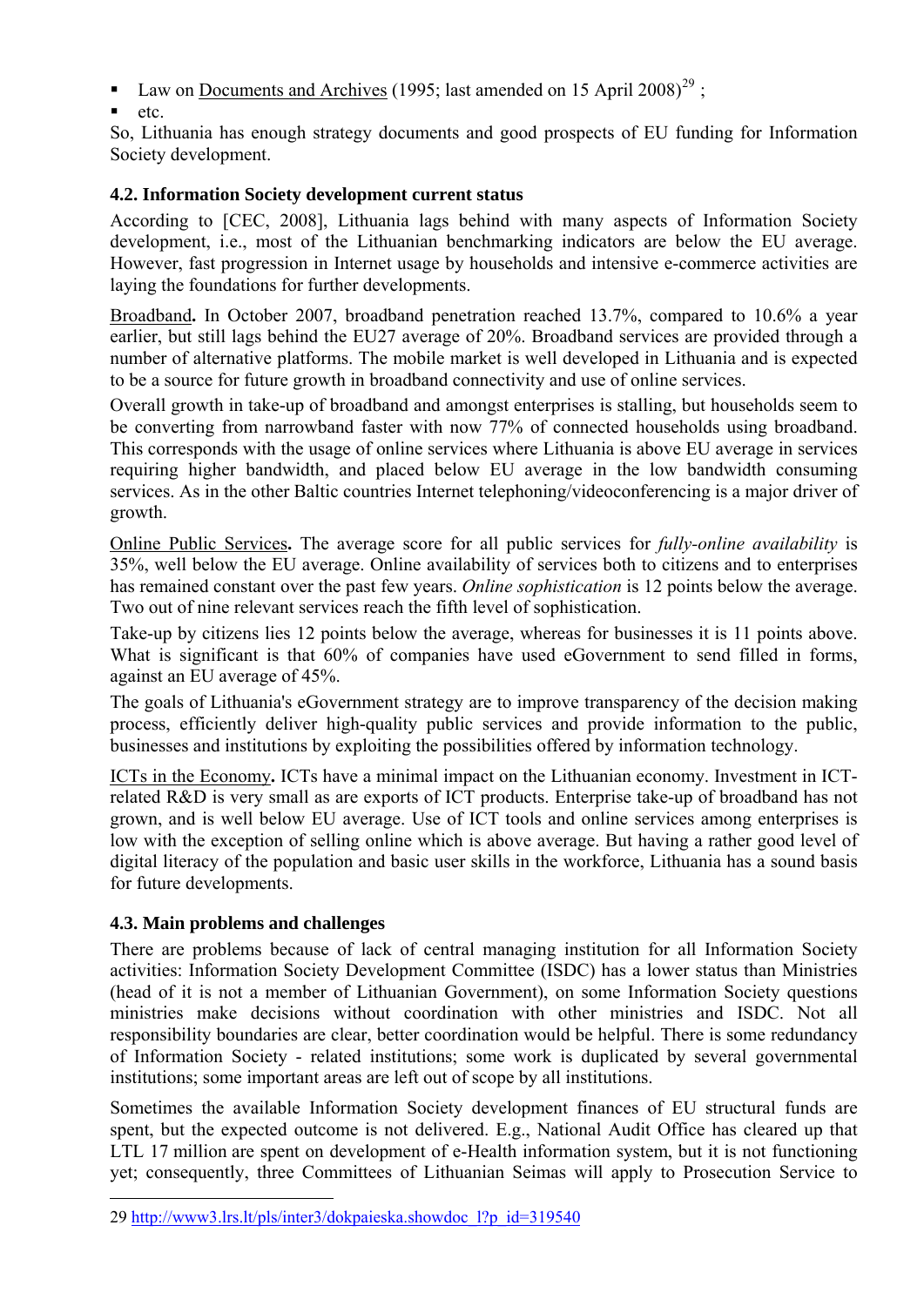- Law on Documents and Archives (1995; last amended on 15 April 2008)[29] ;
- etc.

So, Lithuania has enough strategy documents and good prospects of EU funding for Information Society development.

### 4.2. Information Society development current status

According to [CEC, 2008], Lithuania lags behind with many aspects of Information Society development, i.e., most of the Lithuanian benchmarking indicators are below the EU average. However, fast progression in Internet usage by households and intensive e-commerce activities are laying the foundations for further developments.

Broadband**.** In October 2007, broadband penetration reached 13.7%, compared to 10.6% a year earlier, but still lags behind the EU27 average of 20%. Broadband services are provided through a number of alternative platforms. The mobile market is well developed in Lithuania and is expected to be a source for future growth in broadband connectivity and use of online services.

Overall growth in take-up of broadband and amongst enterprises is stalling, but households seem to be converting from narrowband faster with now 77% of connected households using broadband. This corresponds with the usage of online services where Lithuania is above EU average in services requiring higher bandwidth, and placed below EU average in the low bandwidth consuming services. As in the other Baltic countries Internet telephoning/videoconferencing is a major driver of growth.

Online Public Services**.** The average score for all public services for *fully-online availability* is 35%, well below the EU average. Online availability of services both to citizens and to enterprises has remained constant over the past few years. *Online sophistication* is 12 points below the average. Two out of nine relevant services reach the fifth level of sophistication.

Take-up by citizens lies 12 points below the average, whereas for businesses it is 11 points above. What is significant is that 60% of companies have used eGovernment to send filled in forms, against an EU average of 45%.

The goals of Lithuania's eGovernment strategy are to improve transparency of the decision making process, efficiently deliver high-quality public services and provide information to the public, businesses and institutions by exploiting the possibilities offered by information technology.

ICTs in the Economy**.** ICTs have a minimal impact on the Lithuanian economy. Investment in ICT-related R&D is very small as are exports of ICT products. Enterprise take-up of broadband has not grown, and is well below EU average. Use of ICT tools and online services among enterprises is low with the exception of selling online which is above average. But having a rather good level of digital literacy of the population and basic user skills in the workforce, Lithuania has a sound basis for future developments.

### 4.3. Main problems and challenges

There are problems because of lack of central managing institution for all Information Society activities: Information Society Development Committee (ISDC) has a lower status than Ministries (head of it is not a member of Lithuanian Government), on some Information Society questions ministries make decisions without coordination with other ministries and ISDC. Not all responsibility boundaries are clear, better coordination would be helpful. There is some redundancy of Information Society - related institutions; some work is duplicated by several governmental institutions; some important areas are left out of scope by all institutions.

Sometimes the available Information Society development finances of EU structural funds are spent, but the expected outcome is not delivered. E.g., National Audit Office has cleared up that LTL 17 million are spent on development of e-Health information system, but it is not functioning yet; consequently, three Committees of Lithuanian Seimas will apply to Prosecution Service to

---

29 http://www3.lrs.lt/pls/inter3/dokpaieska.showdoc_l?p_id=319540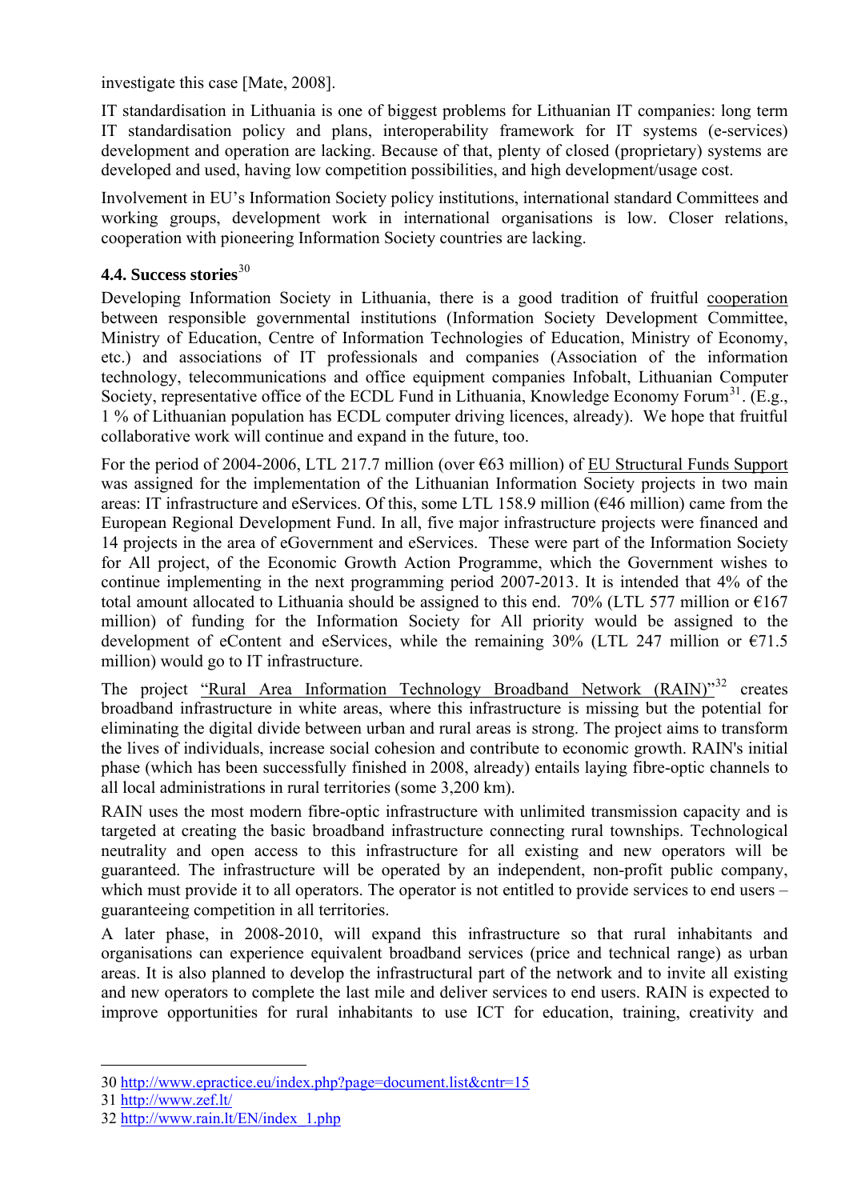investigate this case [Mate, 2008].

IT standardisation in Lithuania is one of biggest problems for Lithuanian IT companies: long term IT standardisation policy and plans, interoperability framework for IT systems (e-services) development and operation are lacking. Because of that, plenty of closed (proprietary) systems are developed and used, having low competition possibilities, and high development/usage cost.

Involvement in EU's Information Society policy institutions, international standard Committees and working groups, development work in international organisations is low. Closer relations, cooperation with pioneering Information Society countries are lacking.

### 4.4. Success stories[30]

Developing Information Society in Lithuania, there is a good tradition of fruitful cooperation between responsible governmental institutions (Information Society Development Committee, Ministry of Education, Centre of Information Technologies of Education, Ministry of Economy, etc.) and associations of IT professionals and companies (Association of the information technology, telecommunications and office equipment companies Infobalt, Lithuanian Computer Society, representative office of the ECDL Fund in Lithuania, Knowledge Economy Forum[31]. (E.g., 1 % of Lithuanian population has ECDL computer driving licences, already). We hope that fruitful collaborative work will continue and expand in the future, too.

For the period of 2004-2006, LTL 217.7 million (over €63 million) of EU Structural Funds Support was assigned for the implementation of the Lithuanian Information Society projects in two main areas: IT infrastructure and eServices. Of this, some LTL 158.9 million (€46 million) came from the European Regional Development Fund. In all, five major infrastructure projects were financed and 14 projects in the area of eGovernment and eServices. These were part of the Information Society for All project, of the Economic Growth Action Programme, which the Government wishes to continue implementing in the next programming period 2007-2013. It is intended that 4% of the total amount allocated to Lithuania should be assigned to this end. 70% (LTL 577 million or €167 million) of funding for the Information Society for All priority would be assigned to the development of eContent and eServices, while the remaining 30% (LTL 247 million or €71.5 million) would go to IT infrastructure.

The project "Rural Area Information Technology Broadband Network (RAIN)"[32] creates broadband infrastructure in white areas, where this infrastructure is missing but the potential for eliminating the digital divide between urban and rural areas is strong. The project aims to transform the lives of individuals, increase social cohesion and contribute to economic growth. RAIN's initial phase (which has been successfully finished in 2008, already) entails laying fibre-optic channels to all local administrations in rural territories (some 3,200 km).

RAIN uses the most modern fibre-optic infrastructure with unlimited transmission capacity and is targeted at creating the basic broadband infrastructure connecting rural townships. Technological neutrality and open access to this infrastructure for all existing and new operators will be guaranteed. The infrastructure will be operated by an independent, non-profit public company, which must provide it to all operators. The operator is not entitled to provide services to end users – guaranteeing competition in all territories.

A later phase, in 2008-2010, will expand this infrastructure so that rural inhabitants and organisations can experience equivalent broadband services (price and technical range) as urban areas. It is also planned to develop the infrastructural part of the network and to invite all existing and new operators to complete the last mile and deliver services to end users. RAIN is expected to improve opportunities for rural inhabitants to use ICT for education, training, creativity and

---

30 http://www.epractice.eu/index.php?page=document.list&cntr=15

31 http://www.zef.lt/

32 http://www.rain.lt/EN/index_1.php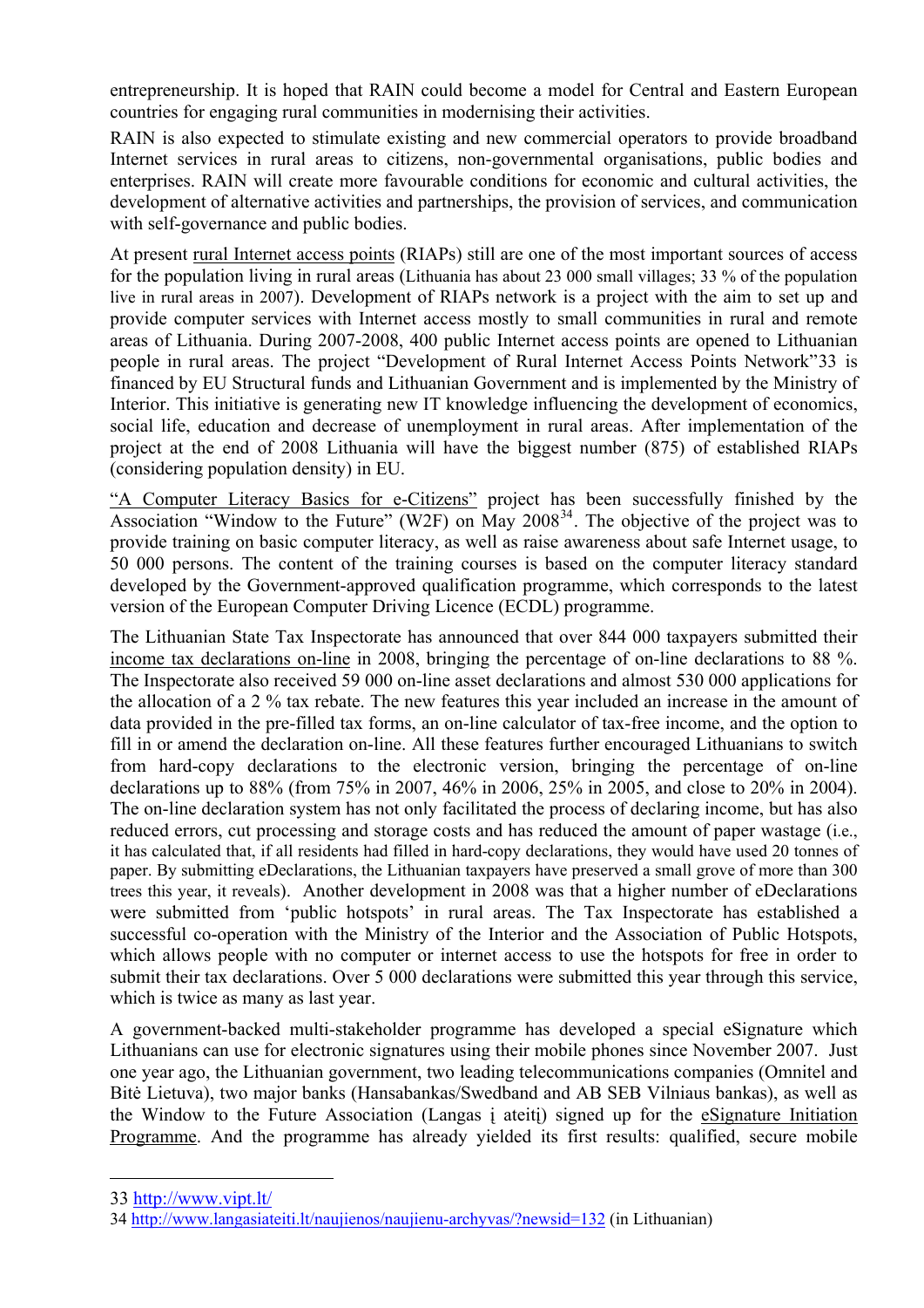entrepreneurship. It is hoped that RAIN could become a model for Central and Eastern European countries for engaging rural communities in modernising their activities.

RAIN is also expected to stimulate existing and new commercial operators to provide broadband Internet services in rural areas to citizens, non-governmental organisations, public bodies and enterprises. RAIN will create more favourable conditions for economic and cultural activities, the development of alternative activities and partnerships, the provision of services, and communication with self-governance and public bodies.

At present rural Internet access points (RIAPs) still are one of the most important sources of access for the population living in rural areas (Lithuania has about 23 000 small villages; 33 % of the population live in rural areas in 2007). Development of RIAPs network is a project with the aim to set up and provide computer services with Internet access mostly to small communities in rural and remote areas of Lithuania. During 2007-2008, 400 public Internet access points are opened to Lithuanian people in rural areas. The project "Development of Rural Internet Access Points Network"33 is financed by EU Structural funds and Lithuanian Government and is implemented by the Ministry of Interior. This initiative is generating new IT knowledge influencing the development of economics, social life, education and decrease of unemployment in rural areas. After implementation of the project at the end of 2008 Lithuania will have the biggest number (875) of established RIAPs (considering population density) in EU.

"A Computer Literacy Basics for e-Citizens" project has been successfully finished by the Association "Window to the Future" (W2F) on May 2008[34]. The objective of the project was to provide training on basic computer literacy, as well as raise awareness about safe Internet usage, to 50 000 persons. The content of the training courses is based on the computer literacy standard developed by the Government-approved qualification programme, which corresponds to the latest version of the European Computer Driving Licence (ECDL) programme.

The Lithuanian State Tax Inspectorate has announced that over 844 000 taxpayers submitted their income tax declarations on-line in 2008, bringing the percentage of on-line declarations to 88 %. The Inspectorate also received 59 000 on-line asset declarations and almost 530 000 applications for the allocation of a 2 % tax rebate. The new features this year included an increase in the amount of data provided in the pre-filled tax forms, an on-line calculator of tax-free income, and the option to fill in or amend the declaration on-line. All these features further encouraged Lithuanians to switch from hard-copy declarations to the electronic version, bringing the percentage of on-line declarations up to 88% (from 75% in 2007, 46% in 2006, 25% in 2005, and close to 20% in 2004). The on-line declaration system has not only facilitated the process of declaring income, but has also reduced errors, cut processing and storage costs and has reduced the amount of paper wastage (i.e., it has calculated that, if all residents had filled in hard-copy declarations, they would have used 20 tonnes of paper. By submitting eDeclarations, the Lithuanian taxpayers have preserved a small grove of more than 300 trees this year, it reveals). Another development in 2008 was that a higher number of eDeclarations were submitted from 'public hotspots' in rural areas. The Tax Inspectorate has established a successful co-operation with the Ministry of the Interior and the Association of Public Hotspots, which allows people with no computer or internet access to use the hotspots for free in order to submit their tax declarations. Over 5 000 declarations were submitted this year through this service, which is twice as many as last year.

A government-backed multi-stakeholder programme has developed a special eSignature which Lithuanians can use for electronic signatures using their mobile phones since November 2007. Just one year ago, the Lithuanian government, two leading telecommunications companies (Omnitel and Bitė Lietuva), two major banks (Hansabankas/Swedband and AB SEB Vilniaus bankas), as well as the Window to the Future Association (Langas į ateitį) signed up for the eSignature Initiation Programme. And the programme has already yielded its first results: qualified, secure mobile

33 http://www.vipt.lt/

34 http://www.langasiateiti.lt/naujienos/naujienu-archyvas/?newsid=132 (in Lithuanian)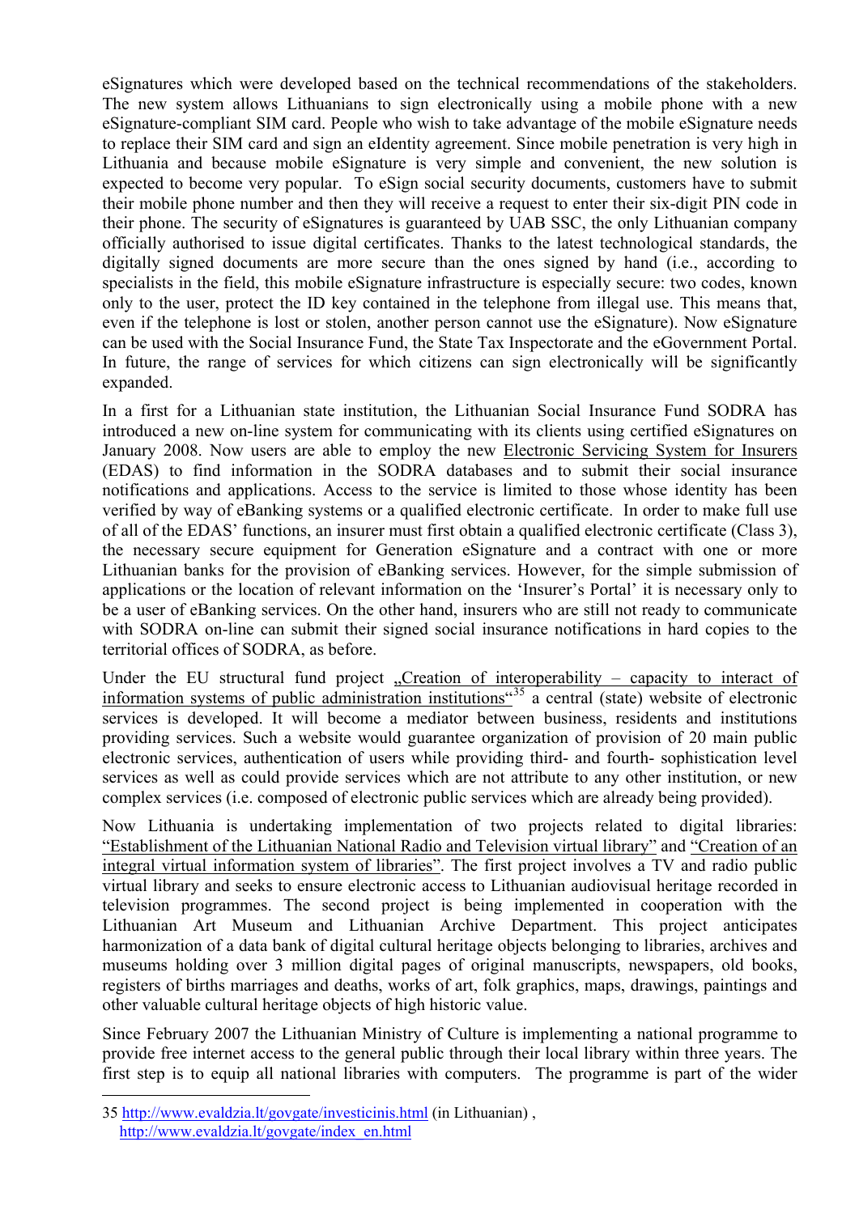eSignatures which were developed based on the technical recommendations of the stakeholders. The new system allows Lithuanians to sign electronically using a mobile phone with a new eSignature-compliant SIM card. People who wish to take advantage of the mobile eSignature needs to replace their SIM card and sign an eIdentity agreement. Since mobile penetration is very high in Lithuania and because mobile eSignature is very simple and convenient, the new solution is expected to become very popular. To eSign social security documents, customers have to submit their mobile phone number and then they will receive a request to enter their six-digit PIN code in their phone. The security of eSignatures is guaranteed by UAB SSC, the only Lithuanian company officially authorised to issue digital certificates. Thanks to the latest technological standards, the digitally signed documents are more secure than the ones signed by hand (i.e., according to specialists in the field, this mobile eSignature infrastructure is especially secure: two codes, known only to the user, protect the ID key contained in the telephone from illegal use. This means that, even if the telephone is lost or stolen, another person cannot use the eSignature). Now eSignature can be used with the Social Insurance Fund, the State Tax Inspectorate and the eGovernment Portal. In future, the range of services for which citizens can sign electronically will be significantly expanded.

In a first for a Lithuanian state institution, the Lithuanian Social Insurance Fund SODRA has introduced a new on-line system for communicating with its clients using certified eSignatures on January 2008. Now users are able to employ the new Electronic Servicing System for Insurers (EDAS) to find information in the SODRA databases and to submit their social insurance notifications and applications. Access to the service is limited to those whose identity has been verified by way of eBanking systems or a qualified electronic certificate. In order to make full use of all of the EDAS' functions, an insurer must first obtain a qualified electronic certificate (Class 3), the necessary secure equipment for Generation eSignature and a contract with one or more Lithuanian banks for the provision of eBanking services. However, for the simple submission of applications or the location of relevant information on the 'Insurer's Portal' it is necessary only to be a user of eBanking services. On the other hand, insurers who are still not ready to communicate with SODRA on-line can submit their signed social insurance notifications in hard copies to the territorial offices of SODRA, as before.

Under the EU structural fund project „Creation of interoperability – capacity to interact of information systems of public administration institutions“[35] a central (state) website of electronic services is developed. It will become a mediator between business, residents and institutions providing services. Such a website would guarantee organization of provision of 20 main public electronic services, authentication of users while providing third- and fourth- sophistication level services as well as could provide services which are not attribute to any other institution, or new complex services (i.e. composed of electronic public services which are already being provided).

Now Lithuania is undertaking implementation of two projects related to digital libraries: "Establishment of the Lithuanian National Radio and Television virtual library" and "Creation of an integral virtual information system of libraries". The first project involves a TV and radio public virtual library and seeks to ensure electronic access to Lithuanian audiovisual heritage recorded in television programmes. The second project is being implemented in cooperation with the Lithuanian Art Museum and Lithuanian Archive Department. This project anticipates harmonization of a data bank of digital cultural heritage objects belonging to libraries, archives and museums holding over 3 million digital pages of original manuscripts, newspapers, old books, registers of births marriages and deaths, works of art, folk graphics, maps, drawings, paintings and other valuable cultural heritage objects of high historic value.

Since February 2007 the Lithuanian Ministry of Culture is implementing a national programme to provide free internet access to the general public through their local library within three years. The first step is to equip all national libraries with computers. The programme is part of the wider

---

35 http://www.evaldzia.lt/govgate/investicinis.html (in Lithuanian) , http://www.evaldzia.lt/govgate/index_en.html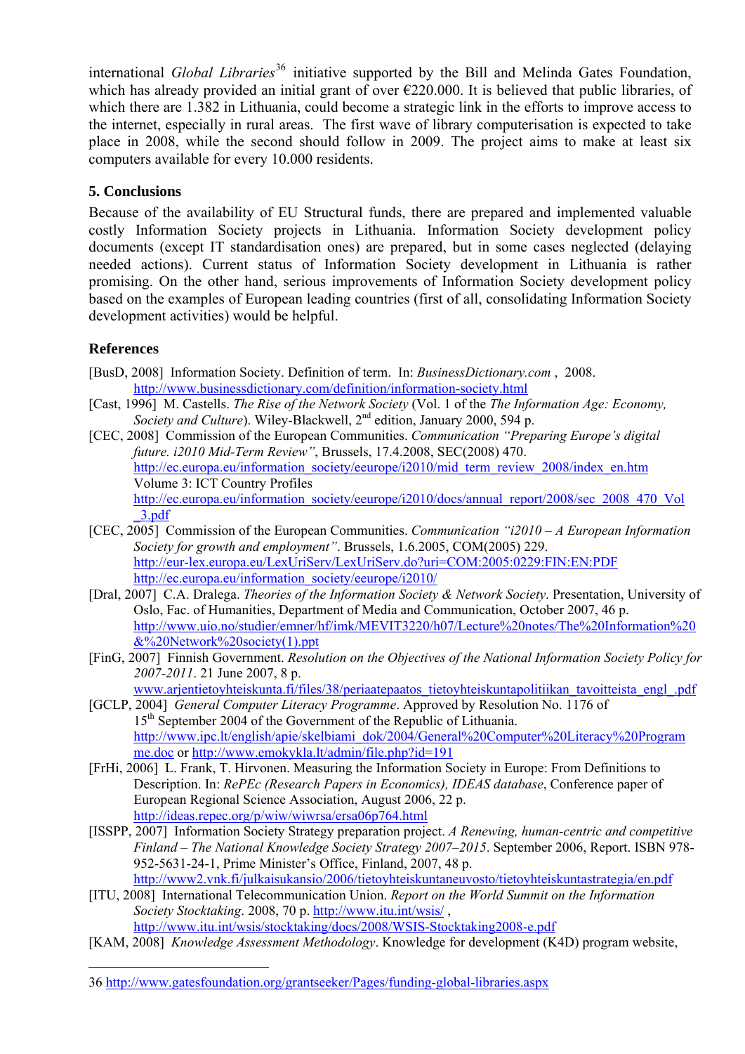international *Global Libraries*[36] initiative supported by the Bill and Melinda Gates Foundation, which has already provided an initial grant of over €220.000. It is believed that public libraries, of which there are 1.382 in Lithuania, could become a strategic link in the efforts to improve access to the internet, especially in rural areas. The first wave of library computerisation is expected to take place in 2008, while the second should follow in 2009. The project aims to make at least six computers available for every 10.000 residents.

## 5. Conclusions

Because of the availability of EU Structural funds, there are prepared and implemented valuable costly Information Society projects in Lithuania. Information Society development policy documents (except IT standardisation ones) are prepared, but in some cases neglected (delaying needed actions). Current status of Information Society development in Lithuania is rather promising. On the other hand, serious improvements of Information Society development policy based on the examples of European leading countries (first of all, consolidating Information Society development activities) would be helpful.

## References

[BusD, 2008] Information Society. Definition of term. In: *BusinessDictionary.com* , 2008. http://www.businessdictionary.com/definition/information-society.html

[Cast, 1996] M. Castells. *The Rise of the Network Society* (Vol. 1 of the *The Information Age: Economy, Society and Culture*). Wiley-Blackwell, 2nd edition, January 2000, 594 p.

[CEC, 2008] Commission of the European Communities. *Communication "Preparing Europe's digital future. i2010 Mid-Term Review"*, Brussels, 17.4.2008, SEC(2008) 470. http://ec.europa.eu/information_society/eeurope/i2010/mid_term_review_2008/index_en.htm Volume 3: ICT Country Profiles http://ec.europa.eu/information_society/eeurope/i2010/docs/annual_report/2008/sec_2008_470_Vol_3.pdf

[CEC, 2005] Commission of the European Communities. *Communication "i2010 – A European Information Society for growth and employment"*. Brussels, 1.6.2005, COM(2005) 229. http://eur-lex.europa.eu/LexUriServ/LexUriServ.do?uri=COM:2005:0229:FIN:EN:PDF http://ec.europa.eu/information_society/eeurope/i2010/

[Dral, 2007] C.A. Dralega. *Theories of the Information Society & Network Society*. Presentation, University of Oslo, Fac. of Humanities, Department of Media and Communication, October 2007, 46 p. http://www.uio.no/studier/emner/hf/imk/MEVIT3220/h07/Lecture%20notes/The%20Information%20&%20Network%20society(1).ppt

[FinG, 2007] Finnish Government. *Resolution on the Objectives of the National Information Society Policy for 2007-2011*. 21 June 2007, 8 p. www.arjentietoyhteiskunta.fi/files/38/periaatepaatos_tietoyhteiskuntapolitiikan_tavoitteista_engl_.pdf

[GCLP, 2004] *General Computer Literacy Programme*. Approved by Resolution No. 1176 of 15th September 2004 of the Government of the Republic of Lithuania. http://www.ipc.lt/english/apie/skelbiami_dok/2004/General%20Computer%20Literacy%20Programme.doc or http://www.emokykla.lt/admin/file.php?id=191

[FrHi, 2006] L. Frank, T. Hirvonen. Measuring the Information Society in Europe: From Definitions to Description. In: *RePEc (Research Papers in Economics), IDEAS database*, Conference paper of European Regional Science Association, August 2006, 22 p. http://ideas.repec.org/p/wiw/wiwrsa/ersa06p764.html

[ISSPP, 2007] Information Society Strategy preparation project. *A Renewing, human-centric and competitive Finland – The National Knowledge Society Strategy 2007–2015*. September 2006, Report. ISBN 978-952-5631-24-1, Prime Minister's Office, Finland, 2007, 48 p. http://www2.vnk.fi/julkaisukansio/2006/tietoyhteiskuntaneuvosto/tietoyhteiskuntastrategia/en.pdf

[ITU, 2008] International Telecommunication Union. *Report on the World Summit on the Information Society Stocktaking*. 2008, 70 p. http://www.itu.int/wsis/ , http://www.itu.int/wsis/stocktaking/docs/2008/WSIS-Stocktaking2008-e.pdf

[KAM, 2008] *Knowledge Assessment Methodology*. Knowledge for development (K4D) program website,

---

36 http://www.gatesfoundation.org/grantseeker/Pages/funding-global-libraries.aspx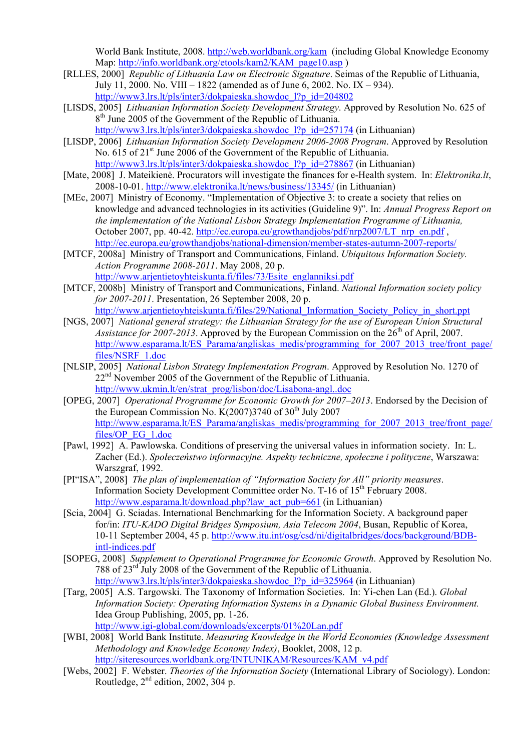World Bank Institute, 2008. http://web.worldbank.org/kam (including Global Knowledge Economy Map: http://info.worldbank.org/etools/kam2/KAM_page10.asp )

[RLLES, 2000] *Republic of Lithuania Law on Electronic Signature*. Seimas of the Republic of Lithuania, July 11, 2000. No. VIII – 1822 (amended as of June 6, 2002. No. IX – 934). http://www3.lrs.lt/pls/inter3/dokpaieska.showdoc_l?p_id=204802

[LISDS, 2005] *Lithuanian Information Society Development Strategy*. Approved by Resolution No. 625 of 8th June 2005 of the Government of the Republic of Lithuania. http://www3.lrs.lt/pls/inter3/dokpaieska.showdoc_l?p_id=257174 (in Lithuanian)

[LISDP, 2006] *Lithuanian Information Society Development 2006-2008 Program*. Approved by Resolution No. 615 of 21st June 2006 of the Government of the Republic of Lithuania. http://www3.lrs.lt/pls/inter3/dokpaieska.showdoc_l?p_id=278867 (in Lithuanian)

[Mate, 2008] J. Mateikienė. Procurators will investigate the finances for e-Health system. In: *Elektronika.lt*, 2008-10-01. http://www.elektronika.lt/news/business/13345/ (in Lithuanian)

[MEc, 2007] Ministry of Economy. "Implementation of Objective 3: to create a society that relies on knowledge and advanced technologies in its activities (Guideline 9)". In: *Annual Progress Report on the implementation of the National Lisbon Strategy Implementation Programme of Lithuania,* October 2007, pp. 40-42. http://ec.europa.eu/growthandjobs/pdf/nrp2007/LT_nrp_en.pdf , http://ec.europa.eu/growthandjobs/national-dimension/member-states-autumn-2007-reports/

[MTCF, 2008a] Ministry of Transport and Communications, Finland. *Ubiquitous Information Society. Action Programme 2008-2011*. May 2008, 20 p. http://www.arjentietoyhteiskunta.fi/files/73/Esite_englanniksi.pdf

[MTCF, 2008b] Ministry of Transport and Communications, Finland. *National Information society policy for 2007-2011*. Presentation, 26 September 2008, 20 p. http://www.arjentietoyhteiskunta.fi/files/29/National_Information_Society_Policy_in_short.ppt

[NGS, 2007] *National general strategy: the Lithuanian Strategy for the use of European Union Structural Assistance for 2007-2013*. Approved by the European Commission on the 26th of April, 2007. http://www.esparama.lt/ES_Parama/angliskas_medis/programming_for_2007_2013_tree/front_page/files/NSRF_1.doc

[NLSIP, 2005] *National Lisbon Strategy Implementation Program*. Approved by Resolution No. 1270 of 22nd November 2005 of the Government of the Republic of Lithuania. http://www.ukmin.lt/en/strat_prog/lisbon/doc/Lisabona-angl..doc

[OPEG, 2007] *Operational Programme for Economic Growth for 2007–2013*. Endorsed by the Decision of the European Commission No. K(2007)3740 of 30th July 2007 http://www.esparama.lt/ES_Parama/angliskas_medis/programming_for_2007_2013_tree/front_page/files/OP_EG_1.doc

[Pawl, 1992] A. Pawlowska. Conditions of preserving the universal values in information society. In: L. Zacher (Ed.). *Społeczeństwo informacyjne. Aspekty techniczne, społeczne i polityczne*, Warszawa: Warszgraf, 1992.

[PI"ISA", 2008] *The plan of implementation of "Information Society for All" priority measures*. Information Society Development Committee order No. T-16 of 15th February 2008. http://www.esparama.lt/download.php?law_act_pub=661 (in Lithuanian)

[Scia, 2004] G. Sciadas. International Benchmarking for the Information Society. A background paper for/in: *ITU-KADO Digital Bridges Symposium, Asia Telecom 2004*, Busan, Republic of Korea, 10-11 September 2004, 45 p. http://www.itu.int/osg/csd/ni/digitalbridges/docs/background/BDB-intl-indices.pdf

[SOPEG, 2008] *Supplement to Operational Programme for Economic Growth*. Approved by Resolution No. 788 of 23rd July 2008 of the Government of the Republic of Lithuania. http://www3.lrs.lt/pls/inter3/dokpaieska.showdoc_l?p_id=325964 (in Lithuanian)

[Targ, 2005] A.S. Targowski. The Taxonomy of Information Societies. In: Yi-chen Lan (Ed.). *Global Information Society: Operating Information Systems in a Dynamic Global Business Environment.* Idea Group Publishing, 2005, pp. 1-26. http://www.igi-global.com/downloads/excerpts/01%20Lan.pdf

[WBI, 2008] World Bank Institute. *Measuring Knowledge in the World Economies (Knowledge Assessment Methodology and Knowledge Economy Index)*, Booklet, 2008, 12 p. http://siteresources.worldbank.org/INTUNIKAM/Resources/KAM_v4.pdf

[Webs, 2002] F. Webster. *Theories of the Information Society* (International Library of Sociology). London: Routledge, 2nd edition, 2002, 304 p.